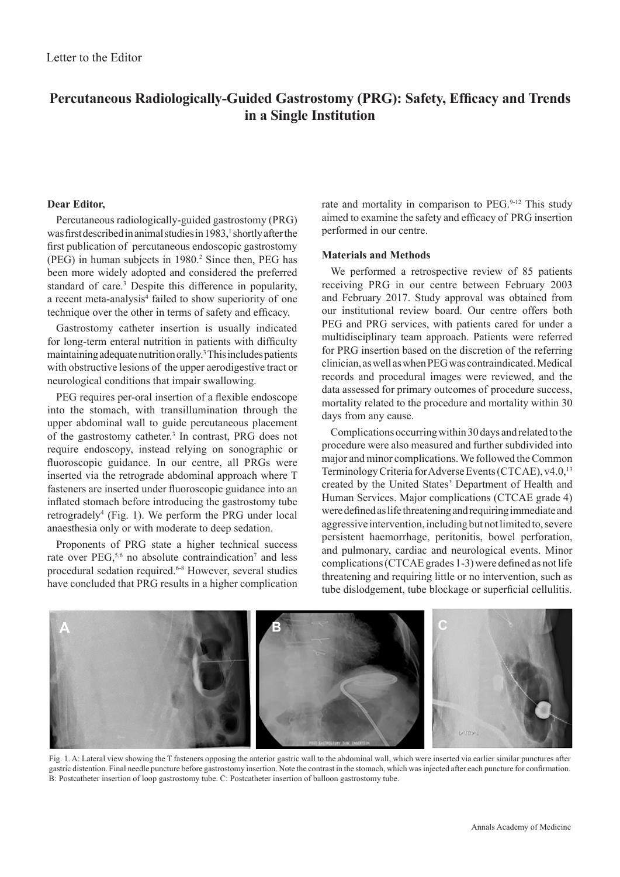Letter to the Editor

# Percutaneous Radiologically-Guided Gastrostomy (PRG): Safety, Efficacy and Trends in a Single Institution

**Dear Editor,**

Percutaneous radiologically-guided gastrostomy (PRG) was first described in animal studies in 1983,[1] shortly after the first publication of percutaneous endoscopic gastrostomy (PEG) in human subjects in 1980.[2] Since then, PEG has been more widely adopted and considered the preferred standard of care.[3] Despite this difference in popularity, a recent meta-analysis[4] failed to show superiority of one technique over the other in terms of safety and efficacy.

Gastrostomy catheter insertion is usually indicated for long-term enteral nutrition in patients with difficulty maintaining adequate nutrition orally.[3] This includes patients with obstructive lesions of the upper aerodigestive tract or neurological conditions that impair swallowing.

PEG requires per-oral insertion of a flexible endoscope into the stomach, with transillumination through the upper abdominal wall to guide percutaneous placement of the gastrostomy catheter.[3] In contrast, PRG does not require endoscopy, instead relying on sonographic or fluoroscopic guidance. In our centre, all PRGs were inserted via the retrograde abdominal approach where T fasteners are inserted under fluoroscopic guidance into an inflated stomach before introducing the gastrostomy tube retrogradely[4] (Fig. 1). We perform the PRG under local anaesthesia only or with moderate to deep sedation.

Proponents of PRG state a higher technical success rate over PEG,[5,6] no absolute contraindication[7] and less procedural sedation required.[6-8] However, several studies have concluded that PRG results in a higher complication rate and mortality in comparison to PEG.[9-12] This study aimed to examine the safety and efficacy of PRG insertion performed in our centre.

**Materials and Methods**

We performed a retrospective review of 85 patients receiving PRG in our centre between February 2003 and February 2017. Study approval was obtained from our institutional review board. Our centre offers both PEG and PRG services, with patients cared for under a multidisciplinary team approach. Patients were referred for PRG insertion based on the discretion of the referring clinician, as well as when PEG was contraindicated. Medical records and procedural images were reviewed, and the data assessed for primary outcomes of procedure success, mortality related to the procedure and mortality within 30 days from any cause.

Complications occurring within 30 days and related to the procedure were also measured and further subdivided into major and minor complications. We followed the Common Terminology Criteria for Adverse Events (CTCAE), v4.0,[13] created by the United States' Department of Health and Human Services. Major complications (CTCAE grade 4) were defined as life threatening and requiring immediate and aggressive intervention, including but not limited to, severe persistent haemorrhage, peritonitis, bowel perforation, and pulmonary, cardiac and neurological events. Minor complications (CTCAE grades 1-3) were defined as not life threatening and requiring little or no intervention, such as tube dislodgement, tube blockage or superficial cellulitis.

Fig. 1. A: Lateral view showing the T fasteners opposing the anterior gastric wall to the abdominal wall, which were inserted via earlier similar punctures after gastric distention. Final needle puncture before gastrostomy insertion. Note the contrast in the stomach, which was injected after each puncture for confirmation. B: Postcatheter insertion of loop gastrostomy tube. C: Postcatheter insertion of balloon gastrostomy tube.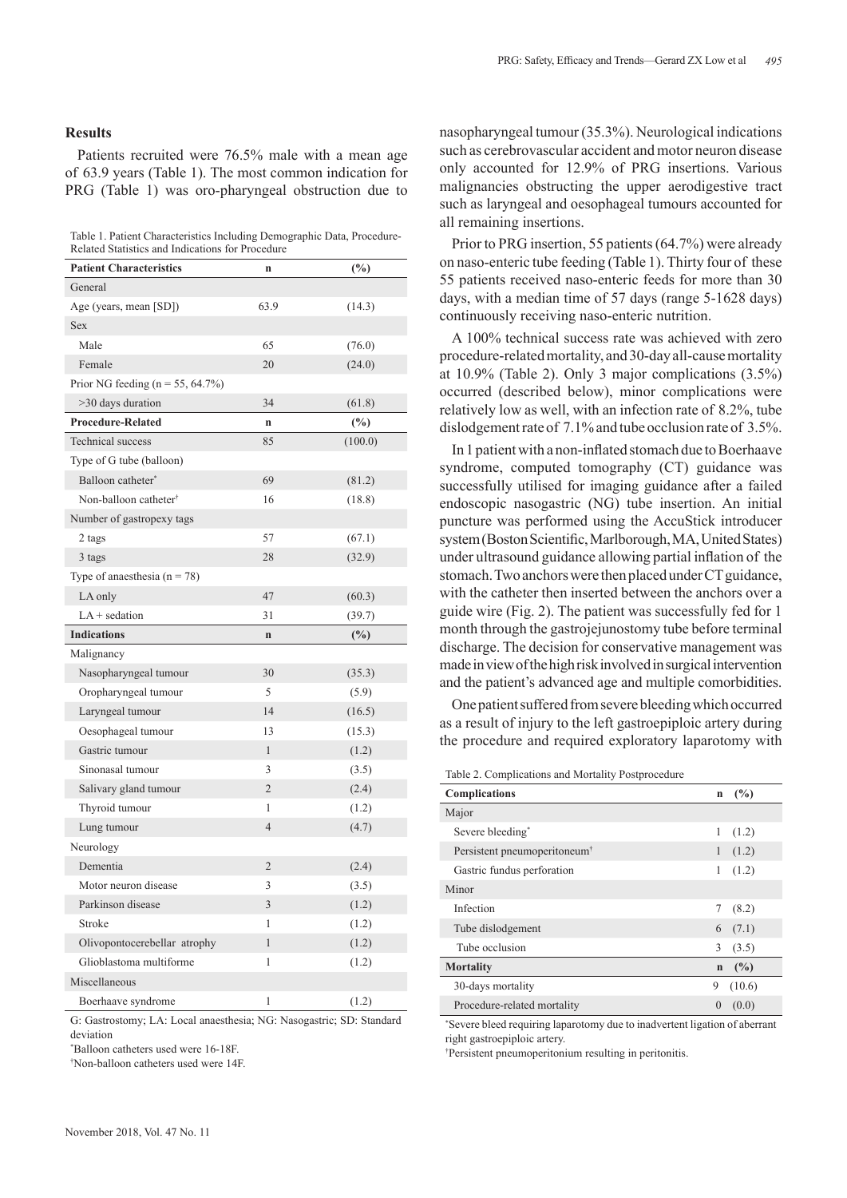## Results

Patients recruited were 76.5% male with a mean age of 63.9 years (Table 1). The most common indication for PRG (Table 1) was oro-pharyngeal obstruction due to nasopharyngeal tumour (35.3%). Neurological indications such as cerebrovascular accident and motor neuron disease only accounted for 12.9% of PRG insertions. Various malignancies obstructing the upper aerodigestive tract such as laryngeal and oesophageal tumours accounted for all remaining insertions.

Table 1. Patient Characteristics Including Demographic Data, Procedure-Related Statistics and Indications for Procedure

| **Patient Characteristics** | **n** | **(%)** |
|---|---|---|
| General | | |
| Age (years, mean [SD]) | 63.9 | (14.3) |
| Sex | | |
| Male | 65 | (76.0) |
| Female | 20 | (24.0) |
| Prior NG feeding (n = 55, 64.7%) | | |
| >30 days duration | 34 | (61.8) |
| **Procedure-Related** | **n** | **(%)** |
| Technical success | 85 | (100.0) |
| Type of G tube (balloon) | | |
| Balloon catheter* | 69 | (81.2) |
| Non-balloon catheter† | 16 | (18.8) |
| Number of gastropexy tags | | |
| 2 tags | 57 | (67.1) |
| 3 tags | 28 | (32.9) |
| Type of anaesthesia (n = 78) | | |
| LA only | 47 | (60.3) |
| LA + sedation | 31 | (39.7) |
| **Indications** | **n** | **(%)** |
| Malignancy | | |
| Nasopharyngeal tumour | 30 | (35.3) |
| Oropharyngeal tumour | 5 | (5.9) |
| Laryngeal tumour | 14 | (16.5) |
| Oesophageal tumour | 13 | (15.3) |
| Gastric tumour | 1 | (1.2) |
| Sinonasal tumour | 3 | (3.5) |
| Salivary gland tumour | 2 | (2.4) |
| Thyroid tumour | 1 | (1.2) |
| Lung tumour | 4 | (4.7) |
| Neurology | | |
| Dementia | 2 | (2.4) |
| Motor neuron disease | 3 | (3.5) |
| Parkinson disease | 3 | (1.2) |
| Stroke | 1 | (1.2) |
| Olivopontocerebellar atrophy | 1 | (1.2) |
| Glioblastoma multiforme | 1 | (1.2) |
| Miscellaneous | | |
| Boerhaave syndrome | 1 | (1.2) |

G: Gastrostomy; LA: Local anaesthesia; NG: Nasogastric; SD: Standard deviation

*Balloon catheters used were 16-18F.

†Non-balloon catheters used were 14F.

Prior to PRG insertion, 55 patients (64.7%) were already on naso-enteric tube feeding (Table 1). Thirty four of these 55 patients received naso-enteric feeds for more than 30 days, with a median time of 57 days (range 5-1628 days) continuously receiving naso-enteric nutrition.

A 100% technical success rate was achieved with zero procedure-related mortality, and 30-day all-cause mortality at 10.9% (Table 2). Only 3 major complications (3.5%) occurred (described below), minor complications were relatively low as well, with an infection rate of 8.2%, tube dislodgement rate of 7.1% and tube occlusion rate of 3.5%.

In 1 patient with a non-inflated stomach due to Boerhaave syndrome, computed tomography (CT) guidance was successfully utilised for imaging guidance after a failed endoscopic nasogastric (NG) tube insertion. An initial puncture was performed using the AccuStick introducer system (Boston Scientific, Marlborough, MA, United States) under ultrasound guidance allowing partial inflation of the stomach. Two anchors were then placed under CT guidance, with the catheter then inserted between the anchors over a guide wire (Fig. 2). The patient was successfully fed for 1 month through the gastrojejunostomy tube before terminal discharge. The decision for conservative management was made in view of the high risk involved in surgical intervention and the patient's advanced age and multiple comorbidities.

One patient suffered from severe bleeding which occurred as a result of injury to the left gastroepiploic artery during the procedure and required exploratory laparotomy with

Table 2. Complications and Mortality Postprocedure

| **Complications** | **n** | **(%)** |
|---|---|---|
| Major | | |
| Severe bleeding* | 1 | (1.2) |
| Persistent pneumoperitoneum† | 1 | (1.2) |
| Gastric fundus perforation | 1 | (1.2) |
| Minor | | |
| Infection | 7 | (8.2) |
| Tube dislodgement | 6 | (7.1) |
| Tube occlusion | 3 | (3.5) |
| **Mortality** | **n** | **(%)** |
| 30-days mortality | 9 | (10.6) |
| Procedure-related mortality | 0 | (0.0) |

*Severe bleed requiring laparotomy due to inadvertent ligation of aberrant right gastroepiploic artery.

†Persistent pneumoperitonium resulting in peritonitis.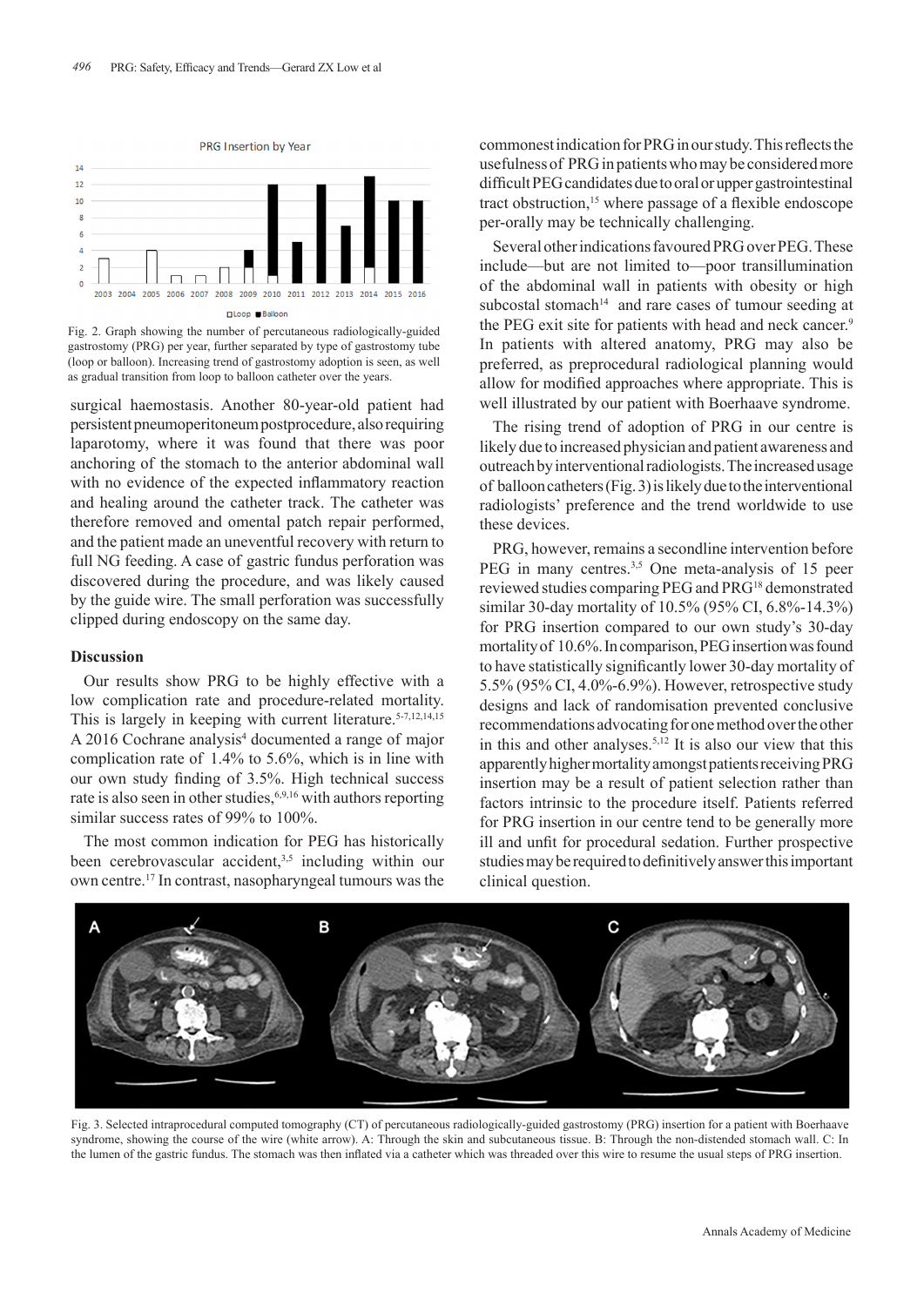Fig. 2. Graph showing the number of percutaneous radiologically-guided gastrostomy (PRG) per year, further separated by type of gastrostomy tube (loop or balloon). Increasing trend of gastrostomy adoption is seen, as well as gradual transition from loop to balloon catheter over the years.

surgical haemostasis. Another 80-year-old patient had persistent pneumoperitoneum postprocedure, also requiring laparotomy, where it was found that there was poor anchoring of the stomach to the anterior abdominal wall with no evidence of the expected inflammatory reaction and healing around the catheter track. The catheter was therefore removed and omental patch repair performed, and the patient made an uneventful recovery with return to full NG feeding. A case of gastric fundus perforation was discovered during the procedure, and was likely caused by the guide wire. The small perforation was successfully clipped during endoscopy on the same day.

## Discussion

Our results show PRG to be highly effective with a low complication rate and procedure-related mortality. This is largely in keeping with current literature.[5-7,12,14,15] A 2016 Cochrane analysis[4] documented a range of major complication rate of 1.4% to 5.6%, which is in line with our own study finding of 3.5%. High technical success rate is also seen in other studies,[6,9,16] with authors reporting similar success rates of 99% to 100%.

The most common indication for PEG has historically been cerebrovascular accident,[3,5] including within our own centre.[17] In contrast, nasopharyngeal tumours was the commonest indication for PRG in our study. This reflects the usefulness of PRG in patients who may be considered more difficult PEG candidates due to oral or upper gastrointestinal tract obstruction,[15] where passage of a flexible endoscope per-orally may be technically challenging.

Several other indications favoured PRG over PEG. These include—but are not limited to—poor transillumination of the abdominal wall in patients with obesity or high subcostal stomach[14] and rare cases of tumour seeding at the PEG exit site for patients with head and neck cancer.[9] In patients with altered anatomy, PRG may also be preferred, as preprocedural radiological planning would allow for modified approaches where appropriate. This is well illustrated by our patient with Boerhaave syndrome.

The rising trend of adoption of PRG in our centre is likely due to increased physician and patient awareness and outreach by interventional radiologists. The increased usage of balloon catheters (Fig. 3) is likely due to the interventional radiologists' preference and the trend worldwide to use these devices.

PRG, however, remains a secondline intervention before PEG in many centres.[3,5] One meta-analysis of 15 peer reviewed studies comparing PEG and PRG[18] demonstrated similar 30-day mortality of 10.5% (95% CI, 6.8%-14.3%) for PRG insertion compared to our own study's 30-day mortality of 10.6%. In comparison, PEG insertion was found to have statistically significantly lower 30-day mortality of 5.5% (95% CI, 4.0%-6.9%). However, retrospective study designs and lack of randomisation prevented conclusive recommendations advocating for one method over the other in this and other analyses.[5,12] It is also our view that this apparently higher mortality amongst patients receiving PRG insertion may be a result of patient selection rather than factors intrinsic to the procedure itself. Patients referred for PRG insertion in our centre tend to be generally more ill and unfit for procedural sedation. Further prospective studies may be required to definitively answer this important clinical question.

Fig. 3. Selected intraprocedural computed tomography (CT) of percutaneous radiologically-guided gastrostomy (PRG) insertion for a patient with Boerhaave syndrome, showing the course of the wire (white arrow). A: Through the skin and subcutaneous tissue. B: Through the non-distended stomach wall. C: In the lumen of the gastric fundus. The stomach was then inflated via a catheter which was threaded over this wire to resume the usual steps of PRG insertion.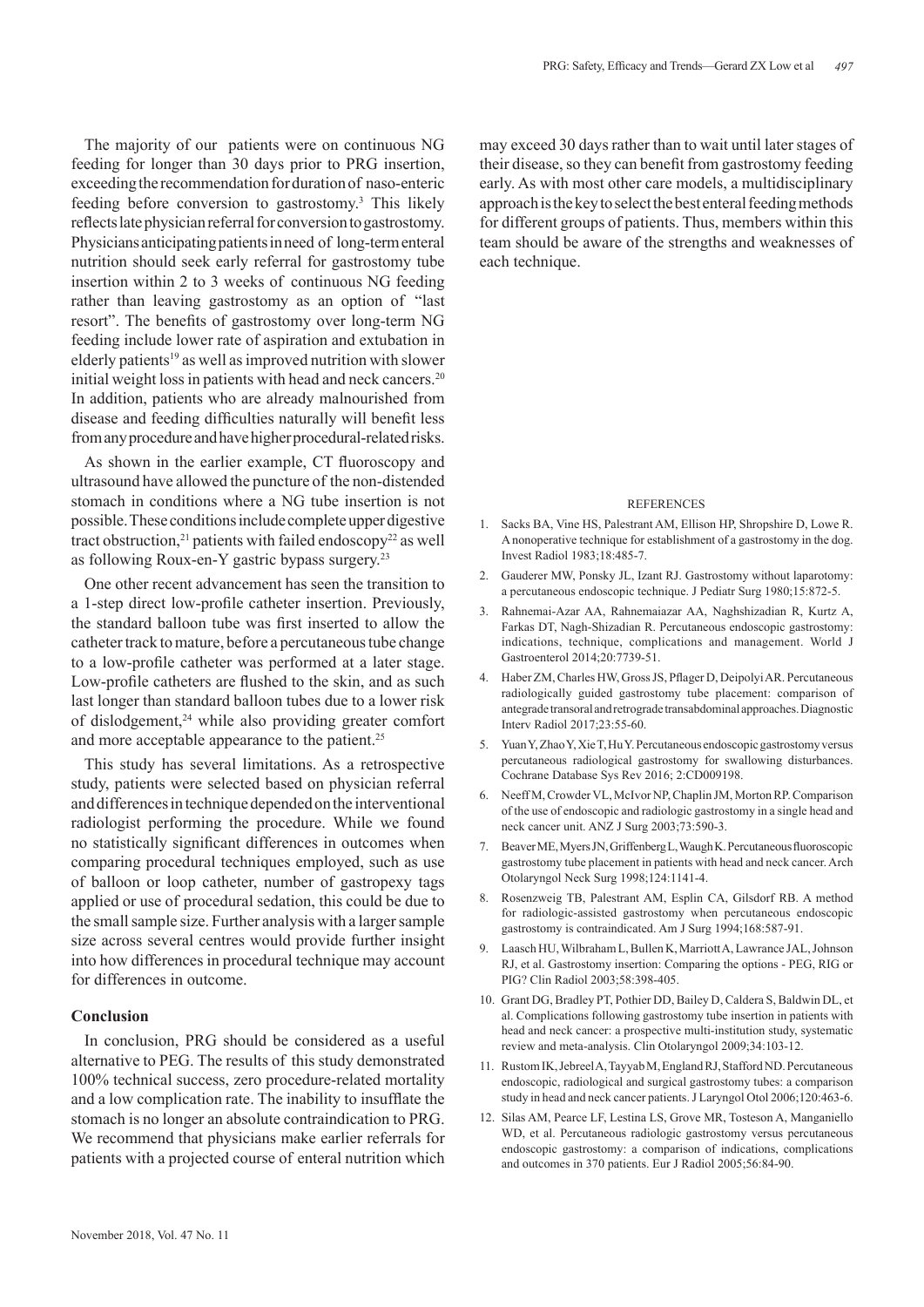The majority of our patients were on continuous NG feeding for longer than 30 days prior to PRG insertion, exceeding the recommendation for duration of naso-enteric feeding before conversion to gastrostomy.[3] This likely reflects late physician referral for conversion to gastrostomy. Physicians anticipating patients in need of long-term enteral nutrition should seek early referral for gastrostomy tube insertion within 2 to 3 weeks of continuous NG feeding rather than leaving gastrostomy as an option of "last resort". The benefits of gastrostomy over long-term NG feeding include lower rate of aspiration and extubation in elderly patients[19] as well as improved nutrition with slower initial weight loss in patients with head and neck cancers.[20] In addition, patients who are already malnourished from disease and feeding difficulties naturally will benefit less from any procedure and have higher procedural-related risks.

As shown in the earlier example, CT fluoroscopy and ultrasound have allowed the puncture of the non-distended stomach in conditions where a NG tube insertion is not possible. These conditions include complete upper digestive tract obstruction,[21] patients with failed endoscopy[22] as well as following Roux-en-Y gastric bypass surgery.[23]

One other recent advancement has seen the transition to a 1-step direct low-profile catheter insertion. Previously, the standard balloon tube was first inserted to allow the catheter track to mature, before a percutaneous tube change to a low-profile catheter was performed at a later stage. Low-profile catheters are flushed to the skin, and as such last longer than standard balloon tubes due to a lower risk of dislodgement,[24] while also providing greater comfort and more acceptable appearance to the patient.[25]

This study has several limitations. As a retrospective study, patients were selected based on physician referral and differences in technique depended on the interventional radiologist performing the procedure. While we found no statistically significant differences in outcomes when comparing procedural techniques employed, such as use of balloon or loop catheter, number of gastropexy tags applied or use of procedural sedation, this could be due to the small sample size. Further analysis with a larger sample size across several centres would provide further insight into how differences in procedural technique may account for differences in outcome.

## Conclusion

In conclusion, PRG should be considered as a useful alternative to PEG. The results of this study demonstrated 100% technical success, zero procedure-related mortality and a low complication rate. The inability to insufflate the stomach is no longer an absolute contraindication to PRG. We recommend that physicians make earlier referrals for patients with a projected course of enteral nutrition which may exceed 30 days rather than to wait until later stages of their disease, so they can benefit from gastrostomy feeding early. As with most other care models, a multidisciplinary approach is the key to select the best enteral feeding methods for different groups of patients. Thus, members within this team should be aware of the strengths and weaknesses of each technique.

## REFERENCES

1. Sacks BA, Vine HS, Palestrant AM, Ellison HP, Shropshire D, Lowe R. A nonoperative technique for establishment of a gastrostomy in the dog. Invest Radiol 1983;18:485-7.
2. Gauderer MW, Ponsky JL, Izant RJ. Gastrostomy without laparotomy: a percutaneous endoscopic technique. J Pediatr Surg 1980;15:872-5.
3. Rahnemai-Azar AA, Rahnemaiazar AA, Naghshizadian R, Kurtz A, Farkas DT, Nagh-Shizadian R. Percutaneous endoscopic gastrostomy: indications, technique, complications and management. World J Gastroenterol 2014;20:7739-51.
4. Haber ZM, Charles HW, Gross JS, Pflager D, Deipolyi AR. Percutaneous radiologically guided gastrostomy tube placement: comparison of antegrade transoral and retrograde transabdominal approaches. Diagnostic Interv Radiol 2017;23:55-60.
5. Yuan Y, Zhao Y, Xie T, Hu Y. Percutaneous endoscopic gastrostomy versus percutaneous radiological gastrostomy for swallowing disturbances. Cochrane Database Sys Rev 2016; 2:CD009198.
6. Neeff M, Crowder VL, McIvor NP, Chaplin JM, Morton RP. Comparison of the use of endoscopic and radiologic gastrostomy in a single head and neck cancer unit. ANZ J Surg 2003;73:590-3.
7. Beaver ME, Myers JN, Griffenberg L, Waugh K. Percutaneous fluoroscopic gastrostomy tube placement in patients with head and neck cancer. Arch Otolaryngol Neck Surg 1998;124:1141-4.
8. Rosenzweig TB, Palestrant AM, Esplin CA, Gilsdorf RB. A method for radiologic-assisted gastrostomy when percutaneous endoscopic gastrostomy is contraindicated. Am J Surg 1994;168:587-91.
9. Laasch HU, Wilbraham L, Bullen K, Marriott A, Lawrance JAL, Johnson RJ, et al. Gastrostomy insertion: Comparing the options - PEG, RIG or PIG? Clin Radiol 2003;58:398-405.
10. Grant DG, Bradley PT, Pothier DD, Bailey D, Caldera S, Baldwin DL, et al. Complications following gastrostomy tube insertion in patients with head and neck cancer: a prospective multi-institution study, systematic review and meta-analysis. Clin Otolaryngol 2009;34:103-12.
11. Rustom IK, Jebreel A, Tayyab M, England RJ, Stafford ND. Percutaneous endoscopic, radiological and surgical gastrostomy tubes: a comparison study in head and neck cancer patients. J Laryngol Otol 2006;120:463-6.
12. Silas AM, Pearce LF, Lestina LS, Grove MR, Tosteson A, Manganiello WD, et al. Percutaneous radiologic gastrostomy versus percutaneous endoscopic gastrostomy: a comparison of indications, complications and outcomes in 370 patients. Eur J Radiol 2005;56:84-90.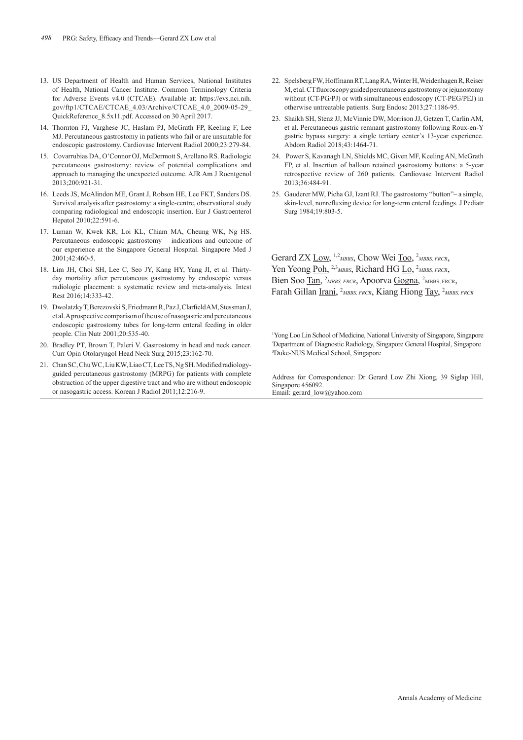13. US Department of Health and Human Services, National Institutes of Health, National Cancer Institute. Common Terminology Criteria for Adverse Events v4.0 (CTCAE). Available at: https://evs.nci.nih.gov/ftp1/CTCAE/CTCAE_4.03/Archive/CTCAE_4.0_2009-05-29_QuickReference_8.5x11.pdf. Accessed on 30 April 2017.
14. Thornton FJ, Varghese JC, Haslam PJ, McGrath FP, Keeling F, Lee MJ. Percutaneous gastrostomy in patients who fail or are unsuitable for endoscopic gastrostomy. Cardiovasc Intervent Radiol 2000;23:279-84.
15. Covarrubias DA, O'Connor OJ, McDermott S, Arellano RS. Radiologic percutaneous gastrostomy: review of potential complications and approach to managing the unexpected outcome. AJR Am J Roentgenol 2013;200:921-31.
16. Leeds JS, McAlindon ME, Grant J, Robson HE, Lee FKT, Sanders DS. Survival analysis after gastrostomy: a single-centre, observational study comparing radiological and endoscopic insertion. Eur J Gastroenterol Hepatol 2010;22:591-6.
17. Luman W, Kwek KR, Loi KL, Chiam MA, Cheung WK, Ng HS. Percutaneous endoscopic gastrostomy – indications and outcome of our experience at the Singapore General Hospital. Singapore Med J 2001;42:460-5.
18. Lim JH, Choi SH, Lee C, Seo JY, Kang HY, Yang JI, et al. Thirty-day mortality after percutaneous gastrostomy by endoscopic versus radiologic placement: a systematic review and meta-analysis. Intest Rest 2016;14:333-42.
19. Dwolatzky T, Berezovski S, Friedmann R, Paz J, Clarfield AM, Stessman J, et al. A prospective comparison of the use of nasogastric and percutaneous endoscopic gastrostomy tubes for long-term enteral feeding in older people. Clin Nutr 2001;20:535-40.
20. Bradley PT, Brown T, Paleri V. Gastrostomy in head and neck cancer. Curr Opin Otolaryngol Head Neck Surg 2015;23:162-70.
21. Chan SC, Chu WC, Liu KW, Liao CT, Lee TS, Ng SH. Modified radiology-guided percutaneous gastrostomy (MRPG) for patients with complete obstruction of the upper digestive tract and who are without endoscopic or nasogastric access. Korean J Radiol 2011;12:216-9.
22. Spelsberg FW, Hoffmann RT, Lang RA, Winter H, Weidenhagen R, Reiser M, et al. CT fluoroscopy guided percutaneous gastrostomy or jejunostomy without (CT-PG/PJ) or with simultaneous endoscopy (CT-PEG/PEJ) in otherwise untreatable patients. Surg Endosc 2013;27:1186-95.
23. Shaikh SH, Stenz JJ, McVinnie DW, Morrison JJ, Getzen T, Carlin AM, et al. Percutaneous gastric remnant gastrostomy following Roux-en-Y gastric bypass surgery: a single tertiary center's 13-year experience. Abdom Radiol 2018;43:1464-71.
24. Power S, Kavanagh LN, Shields MC, Given MF, Keeling AN, McGrath FP, et al. Insertion of balloon retained gastrostomy buttons: a 5-year retrospective review of 260 patients. Cardiovasc Intervent Radiol 2013;36:484-91.
25. Gauderer MW, Picha GJ, Izant RJ. The gastrostomy "button"– a simple, skin-level, nonrefluxing device for long-term enteral feedings. J Pediatr Surg 1984;19:803-5.

Gerard ZX Low, [1,2] *MBBS*, Chow Wei Too, [2] *MBBS, FRCR*, Yen Yeong Poh, [2,3] *MBBS*, Richard HG Lo, [2] *MBBS, FRCR*, Bien Soo Tan, [2] *MBBS, FRCR*, Apoorva Gogna, [2] MBBS, FRCR, Farah Gillan Irani, [2] *MBBS, FRCR*, Kiang Hiong Tay, [2] *MBBS, FRCR*

[1] Yong Loo Lin School of Medicine, National University of Singapore, Singapore
[2] Department of Diagnostic Radiology, Singapore General Hospital, Singapore
[3] Duke-NUS Medical School, Singapore

Address for Correspondence: Dr Gerard Low Zhi Xiong, 39 Siglap Hill, Singapore 456092.
Email: gerard_low@yahoo.com